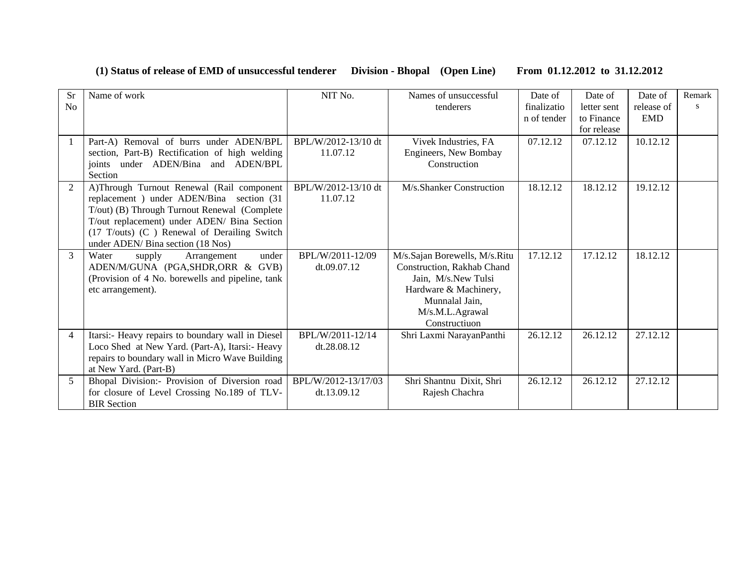**(1) Status of release of EMD of unsuccessful tenderer Division - Bhopal (Open Line) From 01.12.2012 to 31.12.2012**

| Sr No | Name of work | NIT No. | Names of unsuccessful tenderers | Date of finalization of tender | Date of letter sent to Finance for release | Date of release of EMD | Remarks |
|---|---|---|---|---|---|---|---|
| 1 | Part-A) Removal of burrs under ADEN/BPL section, Part-B) Rectification of high welding joints under ADEN/Bina and ADEN/BPL Section | BPL/W/2012-13/10 dt 11.07.12 | Vivek Industries, FA Engineers, New Bombay Construction | 07.12.12 | 07.12.12 | 10.12.12 | |
| 2 | A)Through Turnout Renewal (Rail component replacement ) under ADEN/Bina section (31 T/out) (B) Through Turnout Renewal (Complete T/out replacement) under ADEN/ Bina Section (17 T/outs) (C ) Renewal of Derailing Switch under ADEN/ Bina section (18 Nos) | BPL/W/2012-13/10 dt 11.07.12 | M/s.Shanker Construction | 18.12.12 | 18.12.12 | 19.12.12 | |
| 3 | Water supply Arrangement under ADEN/M/GUNA (PGA,SHDR,ORR & GVB) (Provision of 4 No. borewells and pipeline, tank etc arrangement). | BPL/W/2011-12/09 dt.09.07.12 | M/s.Sajan Borewells, M/s.Ritu Construction, Rakhab Chand Jain, M/s.New Tulsi Hardware & Machinery, Munnalal Jain, M/s.M.L.Agrawal Constructiuon | 17.12.12 | 17.12.12 | 18.12.12 | |
| 4 | Itarsi:- Heavy repairs to boundary wall in Diesel Loco Shed at New Yard. (Part-A), Itarsi:- Heavy repairs to boundary wall in Micro Wave Building at New Yard. (Part-B) | BPL/W/2011-12/14 dt.28.08.12 | Shri Laxmi NarayanPanthi | 26.12.12 | 26.12.12 | 27.12.12 | |
| 5 | Bhopal Division:- Provision of Diversion road for closure of Level Crossing No.189 of TLV-BIR Section | BPL/W/2012-13/17/03 dt.13.09.12 | Shri Shantnu Dixit, Shri Rajesh Chachra | 26.12.12 | 26.12.12 | 27.12.12 | |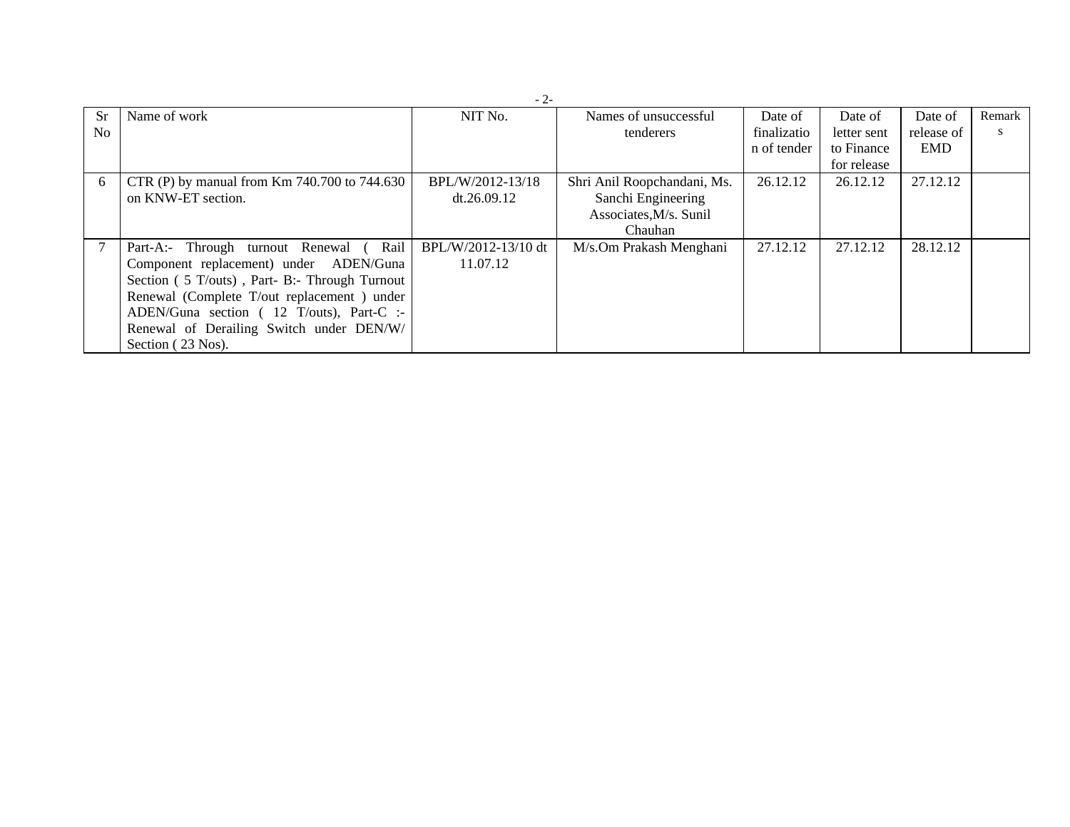| Sr No | Name of work | NIT No. | Names of unsuccessful tenderers | Date of finalization of tender | Date of letter sent to Finance for release | Date of release of EMD | Remarks |
|---|---|---|---|---|---|---|---|
| 6 | CTR (P) by manual from Km 740.700 to 744.630 on KNW-ET section. | BPL/W/2012-13/18 dt.26.09.12 | Shri Anil Roopchandani, Ms. Sanchi Engineering Associates,M/s. Sunil Chauhan | 26.12.12 | 26.12.12 | 27.12.12 | |
| 7 | Part-A:- Through turnout Renewal ( Rail Component replacement) under ADEN/Guna Section ( 5 T/outs) , Part- B:- Through Turnout Renewal (Complete T/out replacement ) under ADEN/Guna section ( 12 T/outs), Part-C :- Renewal of Derailing Switch under DEN/W/ Section ( 23 Nos). | BPL/W/2012-13/10 dt 11.07.12 | M/s.Om Prakash Menghani | 27.12.12 | 27.12.12 | 28.12.12 | |